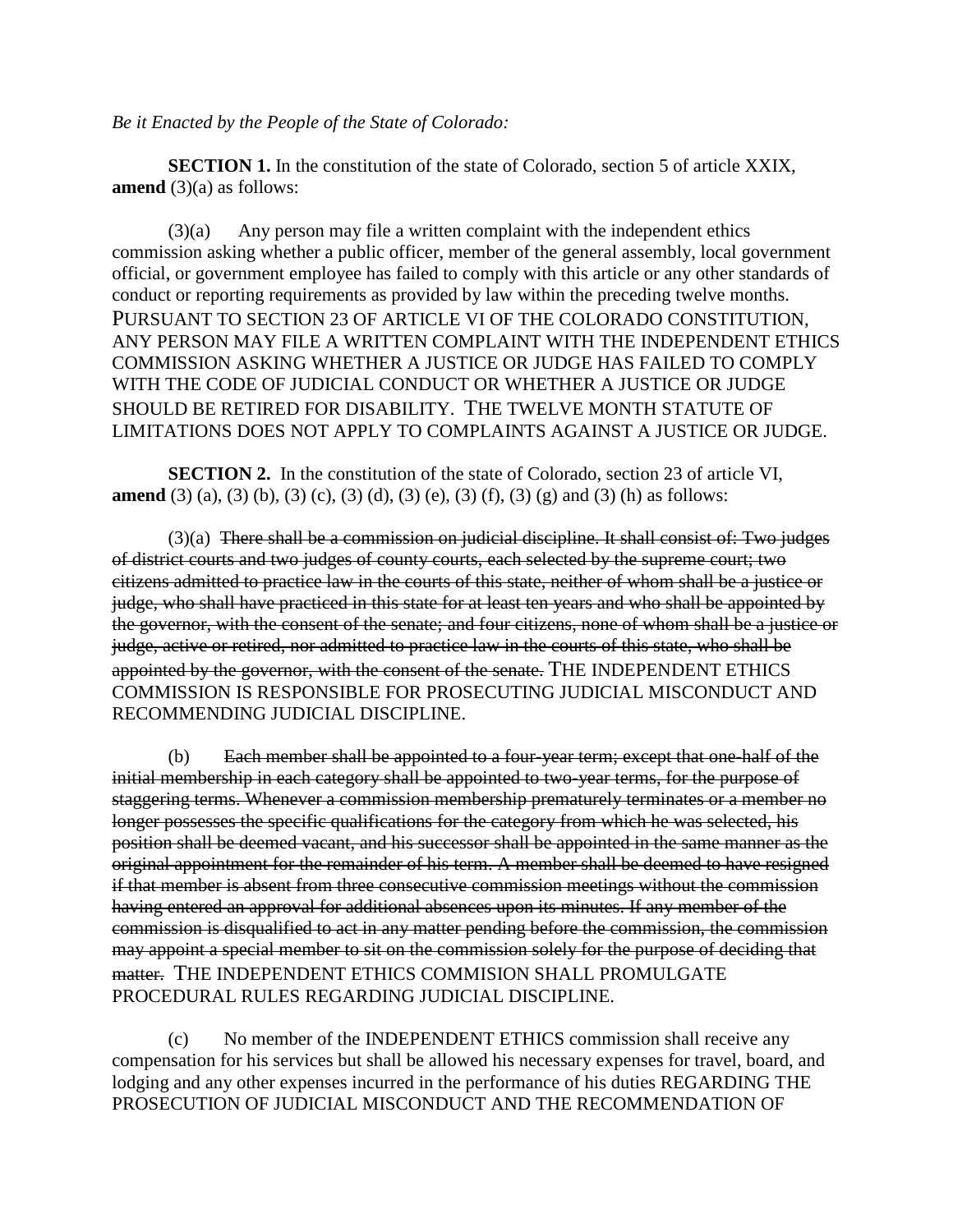*Be it Enacted by the People of the State of Colorado:*

**SECTION 1.** In the constitution of the state of Colorado, section 5 of article XXIX, **amend** (3)(a) as follows:

(3)(a) Any person may file a written complaint with the independent ethics commission asking whether a public officer, member of the general assembly, local government official, or government employee has failed to comply with this article or any other standards of conduct or reporting requirements as provided by law within the preceding twelve months. PURSUANT TO SECTION 23 OF ARTICLE VI OF THE COLORADO CONSTITUTION, ANY PERSON MAY FILE A WRITTEN COMPLAINT WITH THE INDEPENDENT ETHICS COMMISSION ASKING WHETHER A JUSTICE OR JUDGE HAS FAILED TO COMPLY WITH THE CODE OF JUDICIAL CONDUCT OR WHETHER A JUSTICE OR JUDGE SHOULD BE RETIRED FOR DISABILITY. THE TWELVE MONTH STATUTE OF LIMITATIONS DOES NOT APPLY TO COMPLAINTS AGAINST A JUSTICE OR JUDGE.

**SECTION 2.** In the constitution of the state of Colorado, section 23 of article VI, **amend** (3) (a), (3) (b), (3) (c), (3) (d), (3) (e), (3) (f), (3) (g) and (3) (h) as follows:

(3)(a) ~~There shall be a commission on judicial discipline. It shall consist of: Two judges of district courts and two judges of county courts, each selected by the supreme court; two citizens admitted to practice law in the courts of this state, neither of whom shall be a justice or judge, who shall have practiced in this state for at least ten years and who shall be appointed by the governor, with the consent of the senate; and four citizens, none of whom shall be a justice or judge, active or retired, nor admitted to practice law in the courts of this state, who shall be appointed by the governor, with the consent of the senate.~~ THE INDEPENDENT ETHICS COMMISSION IS RESPONSIBLE FOR PROSECUTING JUDICIAL MISCONDUCT AND RECOMMENDING JUDICIAL DISCIPLINE.

(b) ~~Each member shall be appointed to a four-year term; except that one-half of the initial membership in each category shall be appointed to two-year terms, for the purpose of staggering terms. Whenever a commission membership prematurely terminates or a member no longer possesses the specific qualifications for the category from which he was selected, his position shall be deemed vacant, and his successor shall be appointed in the same manner as the original appointment for the remainder of his term. A member shall be deemed to have resigned if that member is absent from three consecutive commission meetings without the commission having entered an approval for additional absences upon its minutes. If any member of the commission is disqualified to act in any matter pending before the commission, the commission may appoint a special member to sit on the commission solely for the purpose of deciding that matter.~~ THE INDEPENDENT ETHICS COMMISION SHALL PROMULGATE PROCEDURAL RULES REGARDING JUDICIAL DISCIPLINE.

(c) No member of the INDEPENDENT ETHICS commission shall receive any compensation for his services but shall be allowed his necessary expenses for travel, board, and lodging and any other expenses incurred in the performance of his duties REGARDING THE PROSECUTION OF JUDICIAL MISCONDUCT AND THE RECOMMENDATION OF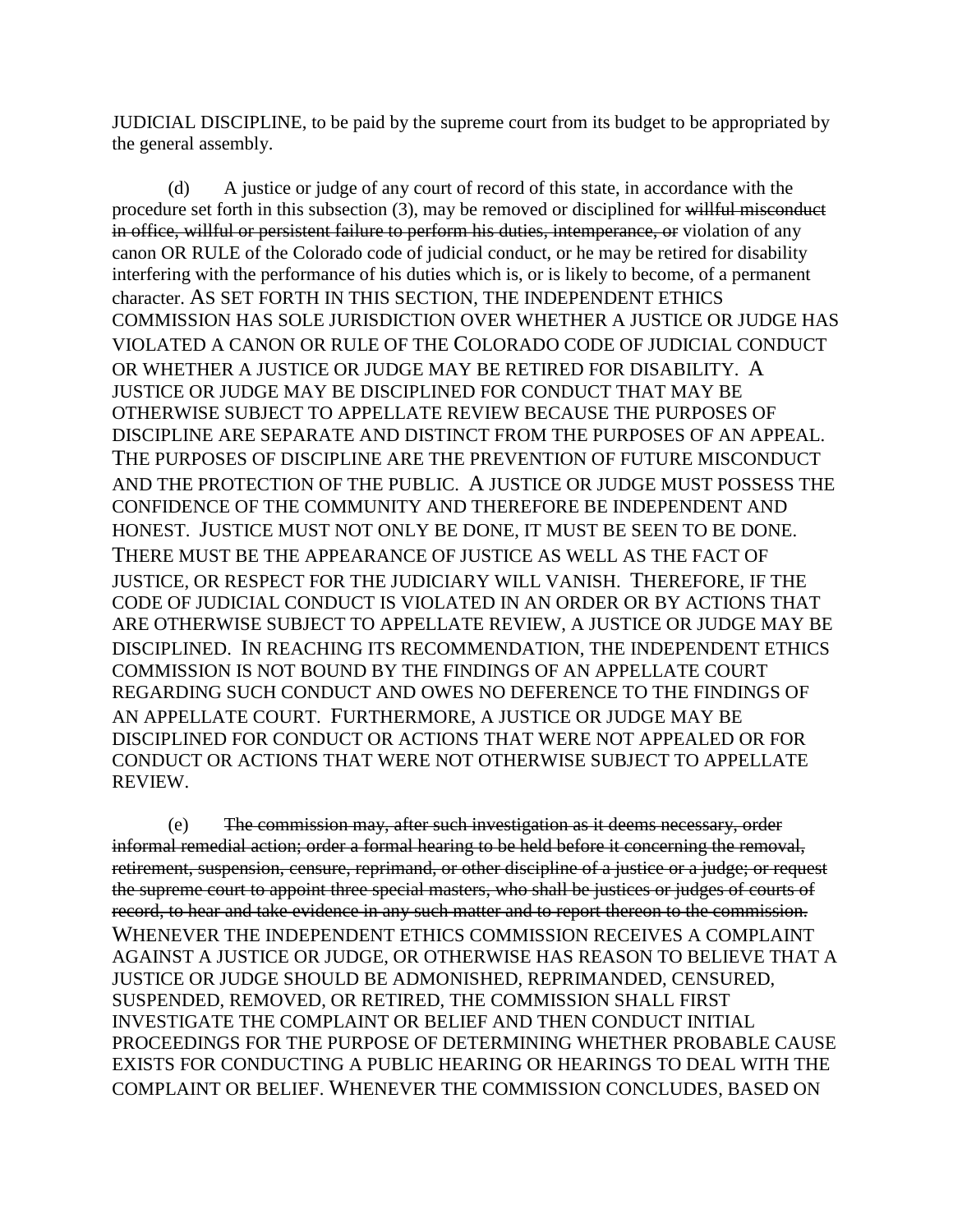JUDICIAL DISCIPLINE, to be paid by the supreme court from its budget to be appropriated by the general assembly.

(d) A justice or judge of any court of record of this state, in accordance with the procedure set forth in this subsection (3), may be removed or disciplined for ~~willful misconduct in office, willful or persistent failure to perform his duties, intemperance, or~~ violation of any canon OR RULE of the Colorado code of judicial conduct, or he may be retired for disability interfering with the performance of his duties which is, or is likely to become, of a permanent character. AS SET FORTH IN THIS SECTION, THE INDEPENDENT ETHICS COMMISSION HAS SOLE JURISDICTION OVER WHETHER A JUSTICE OR JUDGE HAS VIOLATED A CANON OR RULE OF THE COLORADO CODE OF JUDICIAL CONDUCT OR WHETHER A JUSTICE OR JUDGE MAY BE RETIRED FOR DISABILITY. A JUSTICE OR JUDGE MAY BE DISCIPLINED FOR CONDUCT THAT MAY BE OTHERWISE SUBJECT TO APPELLATE REVIEW BECAUSE THE PURPOSES OF DISCIPLINE ARE SEPARATE AND DISTINCT FROM THE PURPOSES OF AN APPEAL. THE PURPOSES OF DISCIPLINE ARE THE PREVENTION OF FUTURE MISCONDUCT AND THE PROTECTION OF THE PUBLIC. A JUSTICE OR JUDGE MUST POSSESS THE CONFIDENCE OF THE COMMUNITY AND THEREFORE BE INDEPENDENT AND HONEST. JUSTICE MUST NOT ONLY BE DONE, IT MUST BE SEEN TO BE DONE. THERE MUST BE THE APPEARANCE OF JUSTICE AS WELL AS THE FACT OF JUSTICE, OR RESPECT FOR THE JUDICIARY WILL VANISH. THEREFORE, IF THE CODE OF JUDICIAL CONDUCT IS VIOLATED IN AN ORDER OR BY ACTIONS THAT ARE OTHERWISE SUBJECT TO APPELLATE REVIEW, A JUSTICE OR JUDGE MAY BE DISCIPLINED. IN REACHING ITS RECOMMENDATION, THE INDEPENDENT ETHICS COMMISSION IS NOT BOUND BY THE FINDINGS OF AN APPELLATE COURT REGARDING SUCH CONDUCT AND OWES NO DEFERENCE TO THE FINDINGS OF AN APPELLATE COURT. FURTHERMORE, A JUSTICE OR JUDGE MAY BE DISCIPLINED FOR CONDUCT OR ACTIONS THAT WERE NOT APPEALED OR FOR CONDUCT OR ACTIONS THAT WERE NOT OTHERWISE SUBJECT TO APPELLATE REVIEW.

(e) ~~The commission may, after such investigation as it deems necessary, order informal remedial action; order a formal hearing to be held before it concerning the removal, retirement, suspension, censure, reprimand, or other discipline of a justice or a judge; or request the supreme court to appoint three special masters, who shall be justices or judges of courts of record, to hear and take evidence in any such matter and to report thereon to the commission.~~ WHENEVER THE INDEPENDENT ETHICS COMMISSION RECEIVES A COMPLAINT AGAINST A JUSTICE OR JUDGE, OR OTHERWISE HAS REASON TO BELIEVE THAT A JUSTICE OR JUDGE SHOULD BE ADMONISHED, REPRIMANDED, CENSURED, SUSPENDED, REMOVED, OR RETIRED, THE COMMISSION SHALL FIRST INVESTIGATE THE COMPLAINT OR BELIEF AND THEN CONDUCT INITIAL PROCEEDINGS FOR THE PURPOSE OF DETERMINING WHETHER PROBABLE CAUSE EXISTS FOR CONDUCTING A PUBLIC HEARING OR HEARINGS TO DEAL WITH THE COMPLAINT OR BELIEF. WHENEVER THE COMMISSION CONCLUDES, BASED ON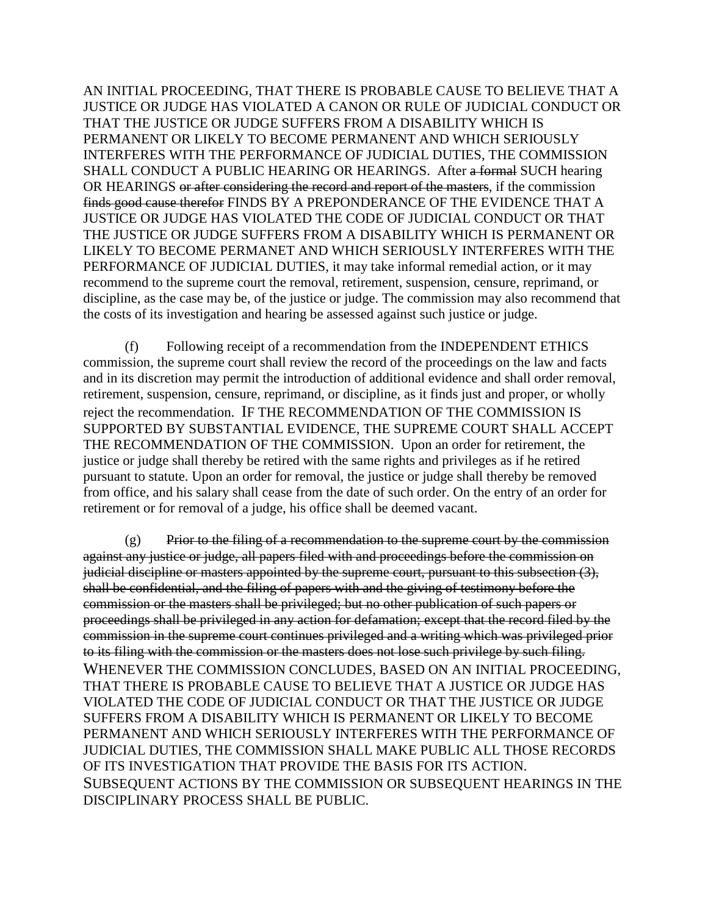AN INITIAL PROCEEDING, THAT THERE IS PROBABLE CAUSE TO BELIEVE THAT A JUSTICE OR JUDGE HAS VIOLATED A CANON OR RULE OF JUDICIAL CONDUCT OR THAT THE JUSTICE OR JUDGE SUFFERS FROM A DISABILITY WHICH IS PERMANENT OR LIKELY TO BECOME PERMANENT AND WHICH SERIOUSLY INTERFERES WITH THE PERFORMANCE OF JUDICIAL DUTIES, THE COMMISSION SHALL CONDUCT A PUBLIC HEARING OR HEARINGS. After ~~a formal~~ SUCH hearing OR HEARINGS ~~or after considering the record and report of the masters~~, if the commission ~~finds good cause therefor~~ FINDS BY A PREPONDERANCE OF THE EVIDENCE THAT A JUSTICE OR JUDGE HAS VIOLATED THE CODE OF JUDICIAL CONDUCT OR THAT THE JUSTICE OR JUDGE SUFFERS FROM A DISABILITY WHICH IS PERMANENT OR LIKELY TO BECOME PERMANET AND WHICH SERIOUSLY INTERFERES WITH THE PERFORMANCE OF JUDICIAL DUTIES, it may take informal remedial action, or it may recommend to the supreme court the removal, retirement, suspension, censure, reprimand, or discipline, as the case may be, of the justice or judge. The commission may also recommend that the costs of its investigation and hearing be assessed against such justice or judge.

(f) Following receipt of a recommendation from the INDEPENDENT ETHICS commission, the supreme court shall review the record of the proceedings on the law and facts and in its discretion may permit the introduction of additional evidence and shall order removal, retirement, suspension, censure, reprimand, or discipline, as it finds just and proper, or wholly reject the recommendation. IF THE RECOMMENDATION OF THE COMMISSION IS SUPPORTED BY SUBSTANTIAL EVIDENCE, THE SUPREME COURT SHALL ACCEPT THE RECOMMENDATION OF THE COMMISSION. Upon an order for retirement, the justice or judge shall thereby be retired with the same rights and privileges as if he retired pursuant to statute. Upon an order for removal, the justice or judge shall thereby be removed from office, and his salary shall cease from the date of such order. On the entry of an order for retirement or for removal of a judge, his office shall be deemed vacant.

(g) ~~Prior to the filing of a recommendation to the supreme court by the commission against any justice or judge, all papers filed with and proceedings before the commission on judicial discipline or masters appointed by the supreme court, pursuant to this subsection (3), shall be confidential, and the filing of papers with and the giving of testimony before the commission or the masters shall be privileged; but no other publication of such papers or proceedings shall be privileged in any action for defamation; except that the record filed by the commission in the supreme court continues privileged and a writing which was privileged prior to its filing with the commission or the masters does not lose such privilege by such filing.~~ WHENEVER THE COMMISSION CONCLUDES, BASED ON AN INITIAL PROCEEDING, THAT THERE IS PROBABLE CAUSE TO BELIEVE THAT A JUSTICE OR JUDGE HAS VIOLATED THE CODE OF JUDICIAL CONDUCT OR THAT THE JUSTICE OR JUDGE SUFFERS FROM A DISABILITY WHICH IS PERMANENT OR LIKELY TO BECOME PERMANENT AND WHICH SERIOUSLY INTERFERES WITH THE PERFORMANCE OF JUDICIAL DUTIES, THE COMMISSION SHALL MAKE PUBLIC ALL THOSE RECORDS OF ITS INVESTIGATION THAT PROVIDE THE BASIS FOR ITS ACTION. SUBSEQUENT ACTIONS BY THE COMMISSION OR SUBSEQUENT HEARINGS IN THE DISCIPLINARY PROCESS SHALL BE PUBLIC.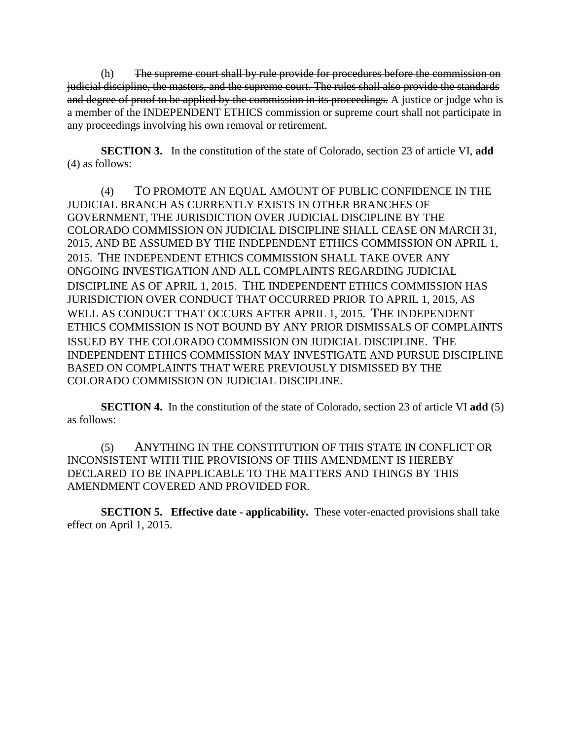(h) ~~The supreme court shall by rule provide for procedures before the commission on judicial discipline, the masters, and the supreme court. The rules shall also provide the standards and degree of proof to be applied by the commission in its proceedings.~~ A justice or judge who is a member of the INDEPENDENT ETHICS commission or supreme court shall not participate in any proceedings involving his own removal or retirement.

**SECTION 3.** In the constitution of the state of Colorado, section 23 of article VI, **add** (4) as follows:

(4) TO PROMOTE AN EQUAL AMOUNT OF PUBLIC CONFIDENCE IN THE JUDICIAL BRANCH AS CURRENTLY EXISTS IN OTHER BRANCHES OF GOVERNMENT, THE JURISDICTION OVER JUDICIAL DISCIPLINE BY THE COLORADO COMMISSION ON JUDICIAL DISCIPLINE SHALL CEASE ON MARCH 31, 2015, AND BE ASSUMED BY THE INDEPENDENT ETHICS COMMISSION ON APRIL 1, 2015. THE INDEPENDENT ETHICS COMMISSION SHALL TAKE OVER ANY ONGOING INVESTIGATION AND ALL COMPLAINTS REGARDING JUDICIAL DISCIPLINE AS OF APRIL 1, 2015. THE INDEPENDENT ETHICS COMMISSION HAS JURISDICTION OVER CONDUCT THAT OCCURRED PRIOR TO APRIL 1, 2015, AS WELL AS CONDUCT THAT OCCURS AFTER APRIL 1, 2015. THE INDEPENDENT ETHICS COMMISSION IS NOT BOUND BY ANY PRIOR DISMISSALS OF COMPLAINTS ISSUED BY THE COLORADO COMMISSION ON JUDICIAL DISCIPLINE. THE INDEPENDENT ETHICS COMMISSION MAY INVESTIGATE AND PURSUE DISCIPLINE BASED ON COMPLAINTS THAT WERE PREVIOUSLY DISMISSED BY THE COLORADO COMMISSION ON JUDICIAL DISCIPLINE.

**SECTION 4.** In the constitution of the state of Colorado, section 23 of article VI **add** (5) as follows:

(5) ANYTHING IN THE CONSTITUTION OF THIS STATE IN CONFLICT OR INCONSISTENT WITH THE PROVISIONS OF THIS AMENDMENT IS HEREBY DECLARED TO BE INAPPLICABLE TO THE MATTERS AND THINGS BY THIS AMENDMENT COVERED AND PROVIDED FOR.

**SECTION 5. Effective date - applicability.** These voter-enacted provisions shall take effect on April 1, 2015.